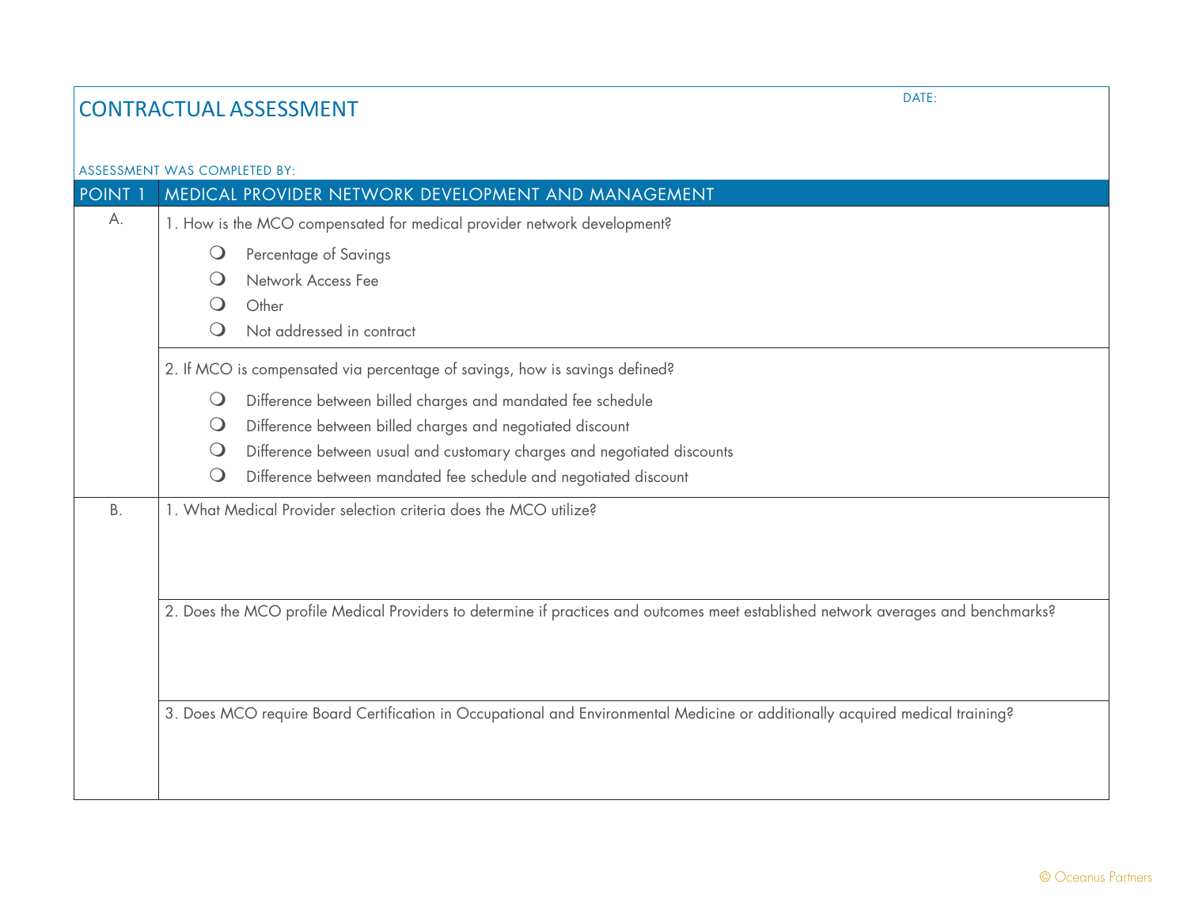# CONTRACTUAL ASSESSMENT

DATE:

ASSESSMENT WAS COMPLETED BY:

| POINT 1 | MEDICAL PROVIDER NETWORK DEVELOPMENT AND MANAGEMENT |
|---|---|
| A. | 1. How is the MCO compensated for medical provider network development?<br>❍ Percentage of Savings<br>❍ Network Access Fee<br>❍ Other<br>❍ Not addressed in contract |
| | 2. If MCO is compensated via percentage of savings, how is savings defined?<br>❍ Difference between billed charges and mandated fee schedule<br>❍ Difference between billed charges and negotiated discount<br>❍ Difference between usual and customary charges and negotiated discounts<br>❍ Difference between mandated fee schedule and negotiated discount |
| B. | 1. What Medical Provider selection criteria does the MCO utilize? |
| | 2. Does the MCO profile Medical Providers to determine if practices and outcomes meet established network averages and benchmarks? |
| | 3. Does MCO require Board Certification in Occupational and Environmental Medicine or additionally acquired medical training? |

© Oceanus Partners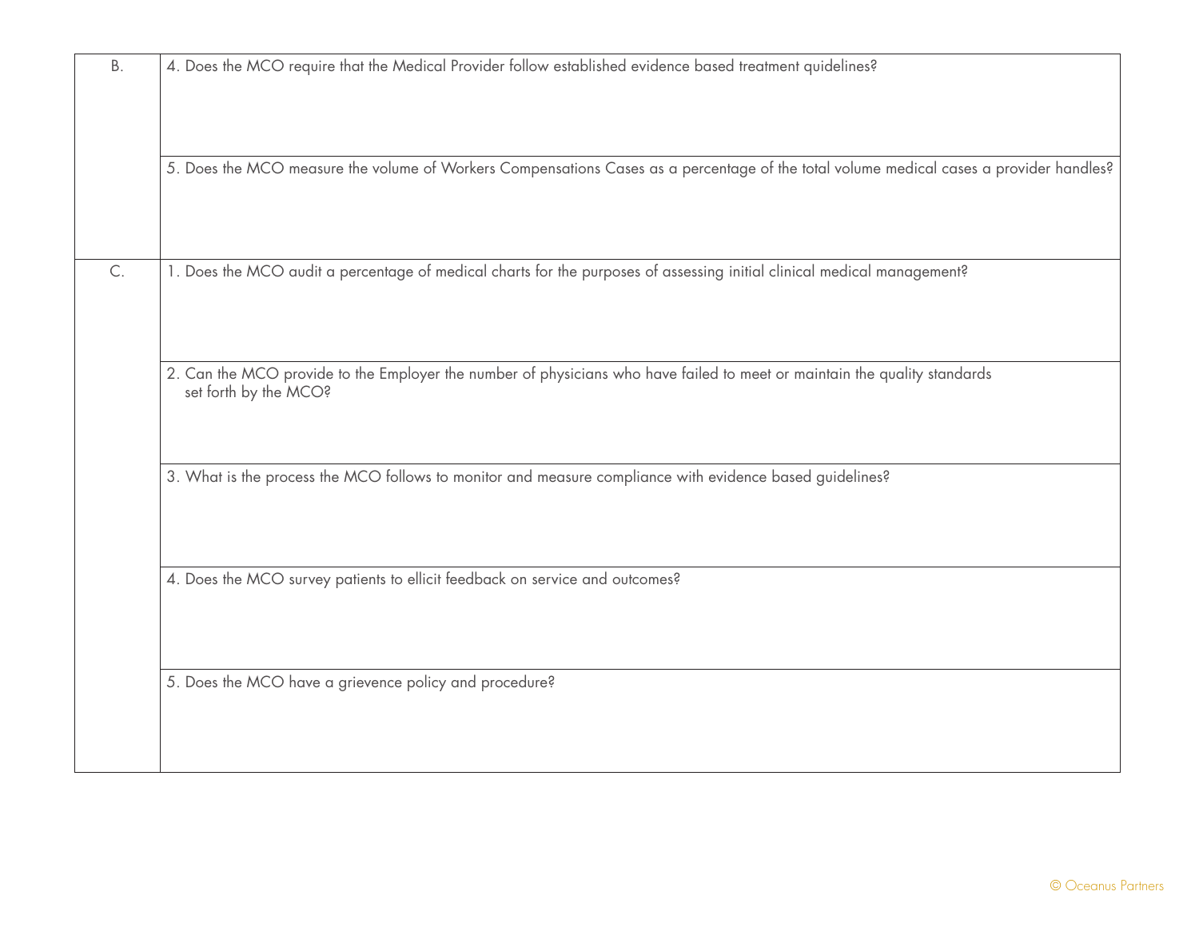| | |
|---|---|
| B. | 4. Does the MCO require that the Medical Provider follow established evidence based treatment quidelines? |
| | 5. Does the MCO measure the volume of Workers Compensations Cases as a percentage of the total volume medical cases a provider handles? |
| C. | 1. Does the MCO audit a percentage of medical charts for the purposes of assessing initial clinical medical management? |
| | 2. Can the MCO provide to the Employer the number of physicians who have failed to meet or maintain the quality standards set forth by the MCO? |
| | 3. What is the process the MCO follows to monitor and measure compliance with evidence based guidelines? |
| | 4. Does the MCO survey patients to ellicit feedback on service and outcomes? |
| | 5. Does the MCO have a grievence policy and procedure? |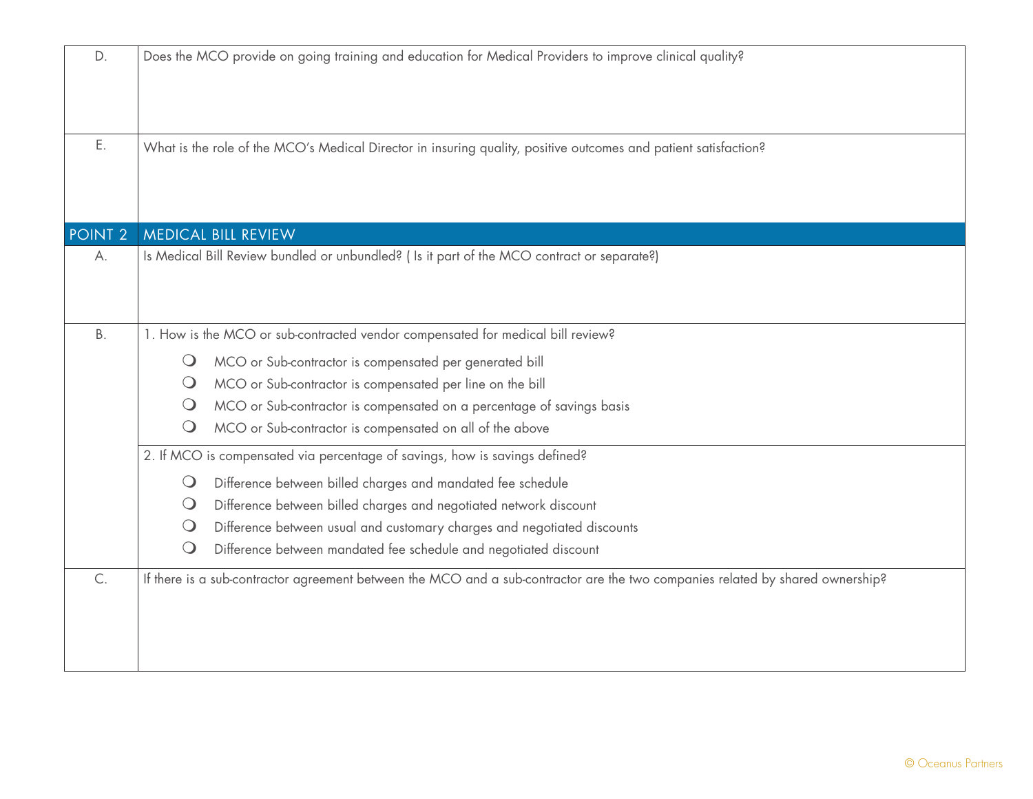| | |
|---|---|
| D. | Does the MCO provide on going training and education for Medical Providers to improve clinical quality? |
| E. | What is the role of the MCO's Medical Director in insuring quality, positive outcomes and patient satisfaction? |
| **POINT 2** | **MEDICAL BILL REVIEW** |
| A. | Is Medical Bill Review bundled or unbundled? ( Is it part of the MCO contract or separate?) |
| B. | 1. How is the MCO or sub-contracted vendor compensated for medical bill review?<br>❍ MCO or Sub-contractor is compensated per generated bill<br>❍ MCO or Sub-contractor is compensated per line on the bill<br>❍ MCO or Sub-contractor is compensated on a percentage of savings basis<br>❍ MCO or Sub-contractor is compensated on all of the above |
| | 2. If MCO is compensated via percentage of savings, how is savings defined?<br>❍ Difference between billed charges and mandated fee schedule<br>❍ Difference between billed charges and negotiated network discount<br>❍ Difference between usual and customary charges and negotiated discounts<br>❍ Difference between mandated fee schedule and negotiated discount |
| C. | If there is a sub-contractor agreement between the MCO and a sub-contractor are the two companies related by shared ownership? |

© Oceanus Partners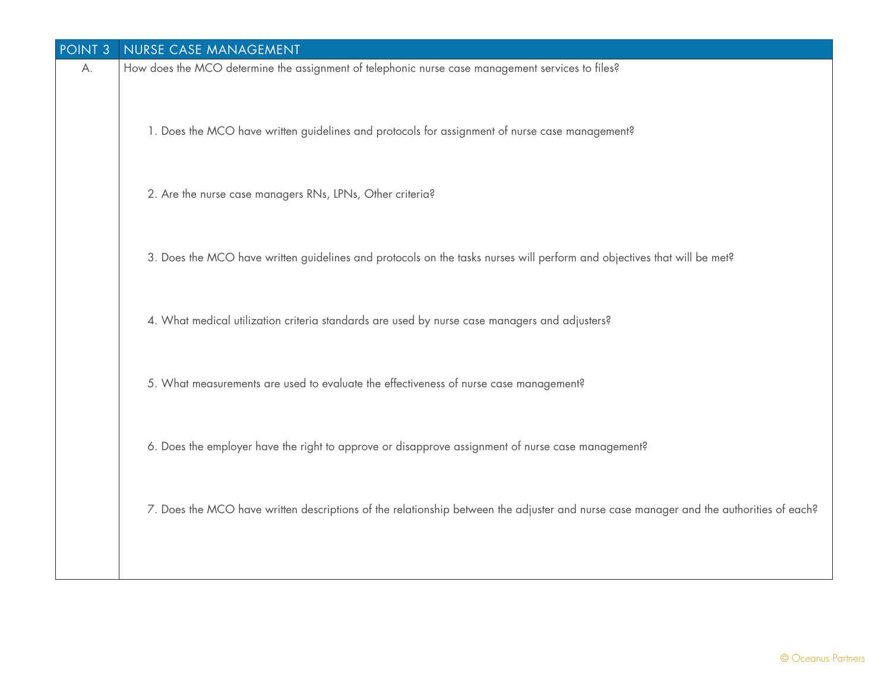| POINT 3 | NURSE CASE MANAGEMENT |
| --- | --- |
| A. | How does the MCO determine the assignment of telephonic nurse case management services to files?<br><br>1. Does the MCO have written guidelines and protocols for assignment of nurse case management?<br><br>2. Are the nurse case managers RNs, LPNs, Other criteria?<br><br>3. Does the MCO have written guidelines and protocols on the tasks nurses will perform and objectives that will be met?<br><br>4. What medical utilization criteria standards are used by nurse case managers and adjusters?<br><br>5. What measurements are used to evaluate the effectiveness of nurse case management?<br><br>6. Does the employer have the right to approve or disapprove assignment of nurse case management?<br><br>7. Does the MCO have written descriptions of the relationship between the adjuster and nurse case manager and the authorities of each? |

© Oceanus Partners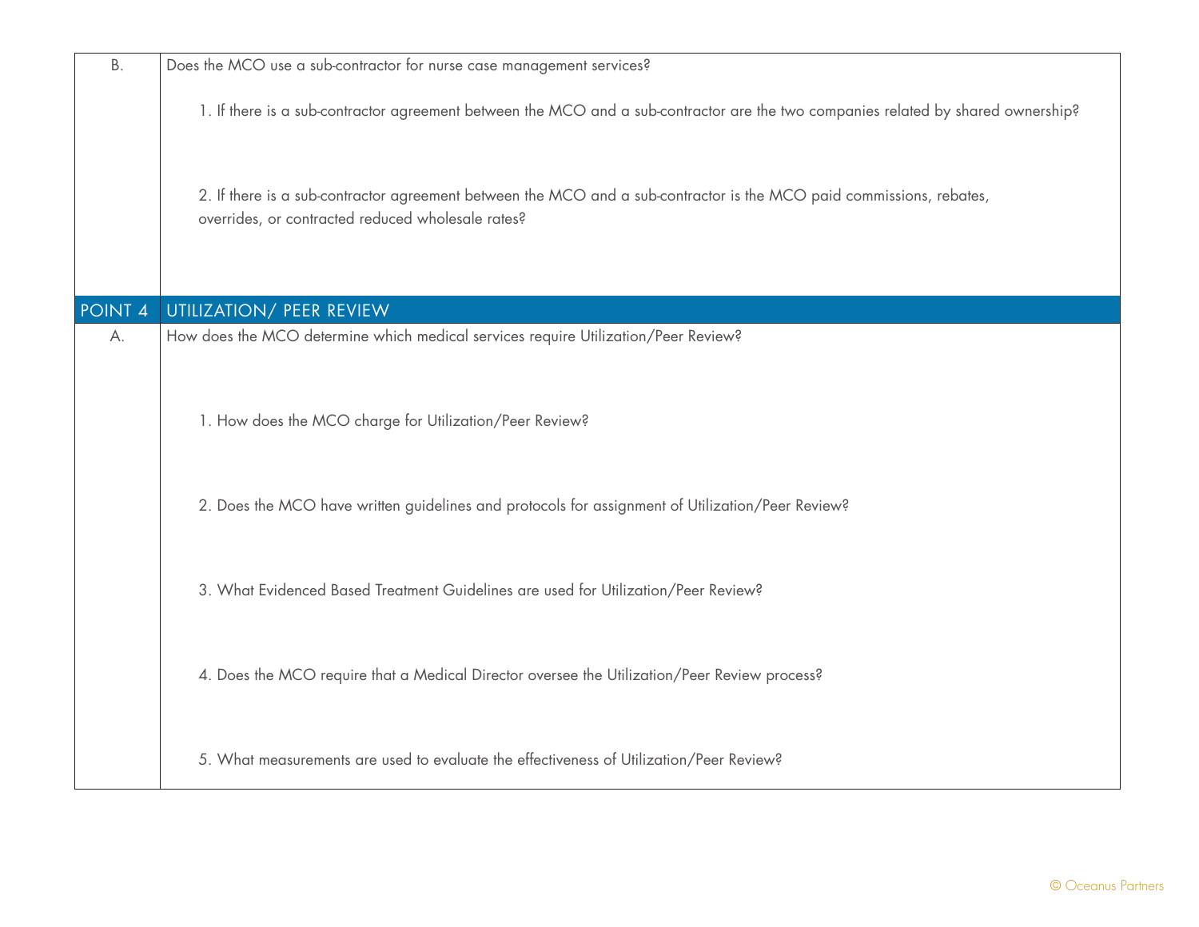| | |
|---|---|
| B. | Does the MCO use a sub-contractor for nurse case management services?<br><br>1. If there is a sub-contractor agreement between the MCO and a sub-contractor are the two companies related by shared ownership?<br><br>2. If there is a sub-contractor agreement between the MCO and a sub-contractor is the MCO paid commissions, rebates, overrides, or contracted reduced wholesale rates? |
| **POINT 4** | **UTILIZATION/ PEER REVIEW** |
| A. | How does the MCO determine which medical services require Utilization/Peer Review?<br><br>1. How does the MCO charge for Utilization/Peer Review?<br><br>2. Does the MCO have written guidelines and protocols for assignment of Utilization/Peer Review?<br><br>3. What Evidenced Based Treatment Guidelines are used for Utilization/Peer Review?<br><br>4. Does the MCO require that a Medical Director oversee the Utilization/Peer Review process?<br><br>5. What measurements are used to evaluate the effectiveness of Utilization/Peer Review? |

© Oceanus Partners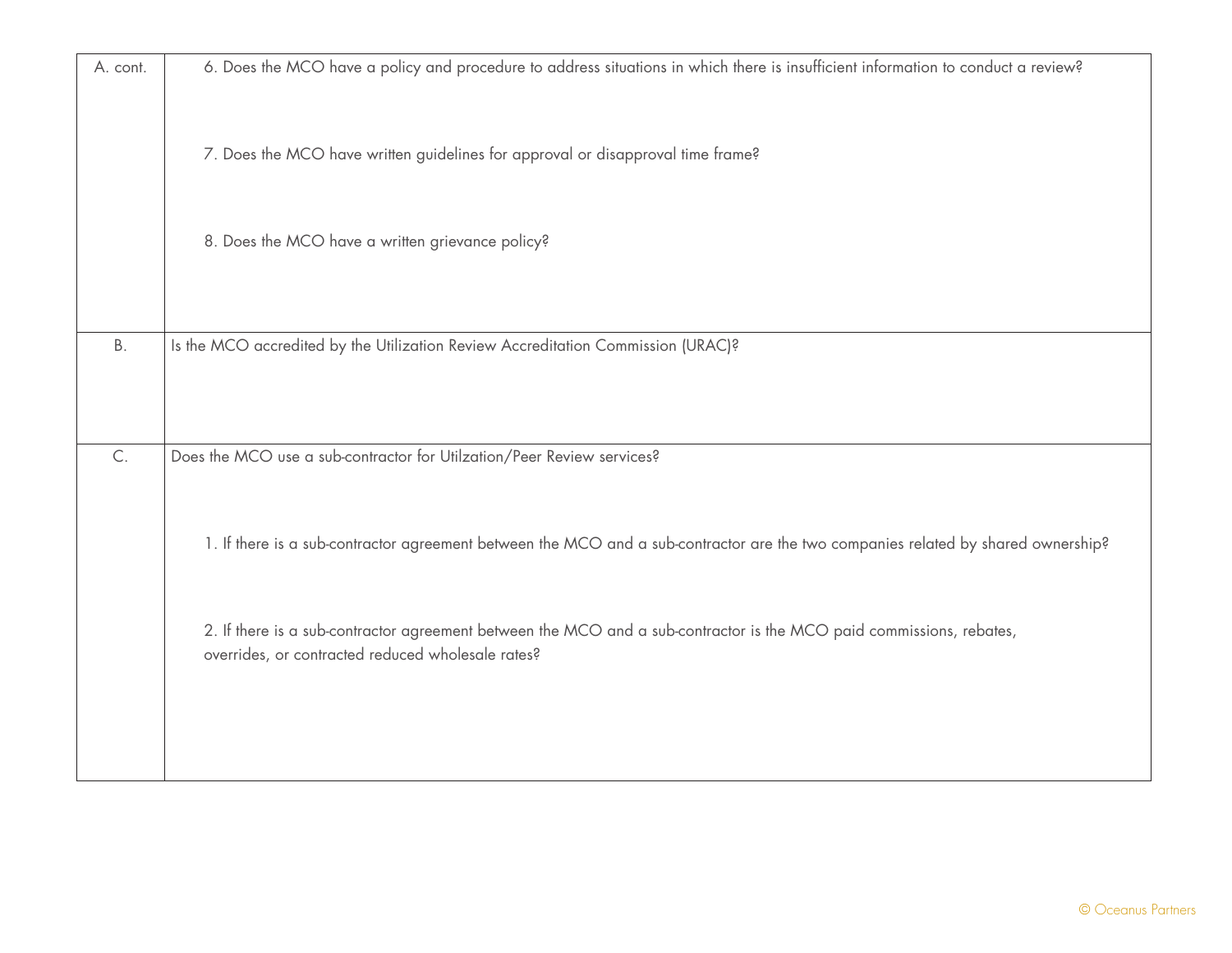| A. cont. | 6. Does the MCO have a policy and procedure to address situations in which there is insufficient information to conduct a review?<br><br>7. Does the MCO have written guidelines for approval or disapproval time frame?<br><br>8. Does the MCO have a written grievance policy? |
|---|---|
| B. | Is the MCO accredited by the Utilization Review Accreditation Commission (URAC)? |
| C. | Does the MCO use a sub-contractor for Utilzation/Peer Review services?<br><br>1. If there is a sub-contractor agreement between the MCO and a sub-contractor are the two companies related by shared ownership?<br><br>2. If there is a sub-contractor agreement between the MCO and a sub-contractor is the MCO paid commissions, rebates, overrides, or contracted reduced wholesale rates? |

© Oceanus Partners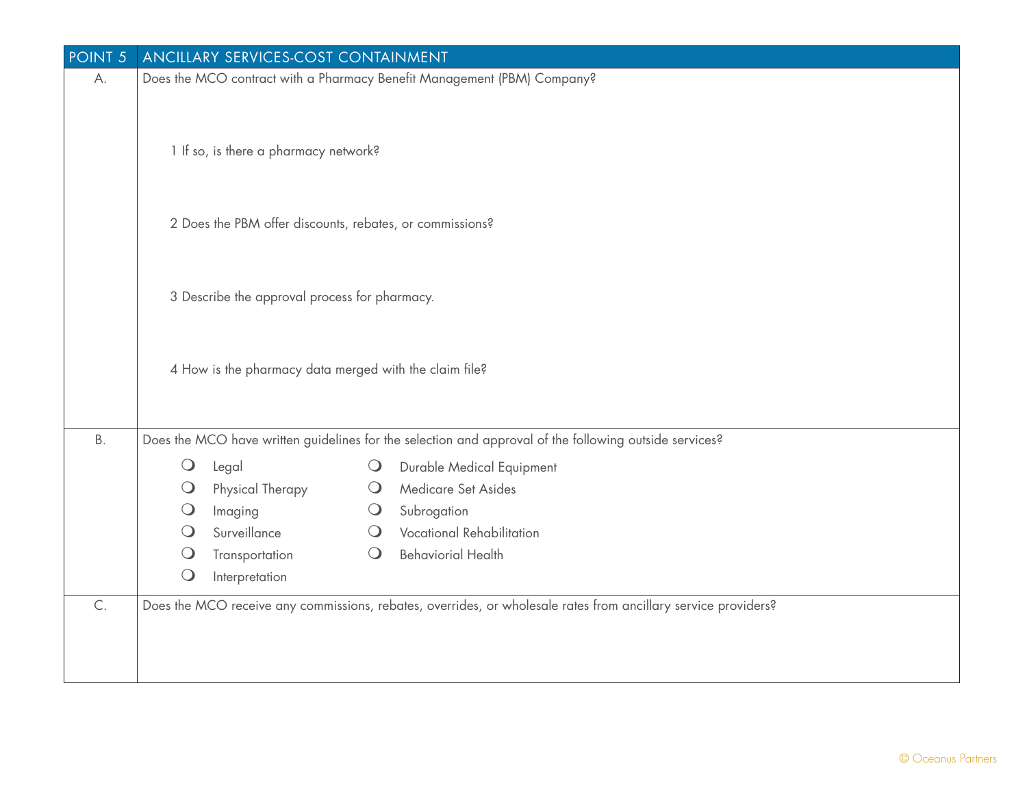| POINT 5 | ANCILLARY SERVICES-COST CONTAINMENT |
|---|---|
| A. | Does the MCO contract with a Pharmacy Benefit Management (PBM) Company?<br><br>1 If so, is there a pharmacy network?<br><br>2 Does the PBM offer discounts, rebates, or commissions?<br><br>3 Describe the approval process for pharmacy.<br><br>4 How is the pharmacy data merged with the claim file? |
| B. | Does the MCO have written guidelines for the selection and approval of the following outside services?<br><br>❍ Legal<br>❍ Physical Therapy<br>❍ Imaging<br>❍ Surveillance<br>❍ Transportation<br>❍ Interpretation<br>❍ Durable Medical Equipment<br>❍ Medicare Set Asides<br>❍ Subrogation<br>❍ Vocational Rehabilitation<br>❍ Behaviorial Health |
| C. | Does the MCO receive any commissions, rebates, overrides, or wholesale rates from ancillary service providers? |

© Oceanus Partners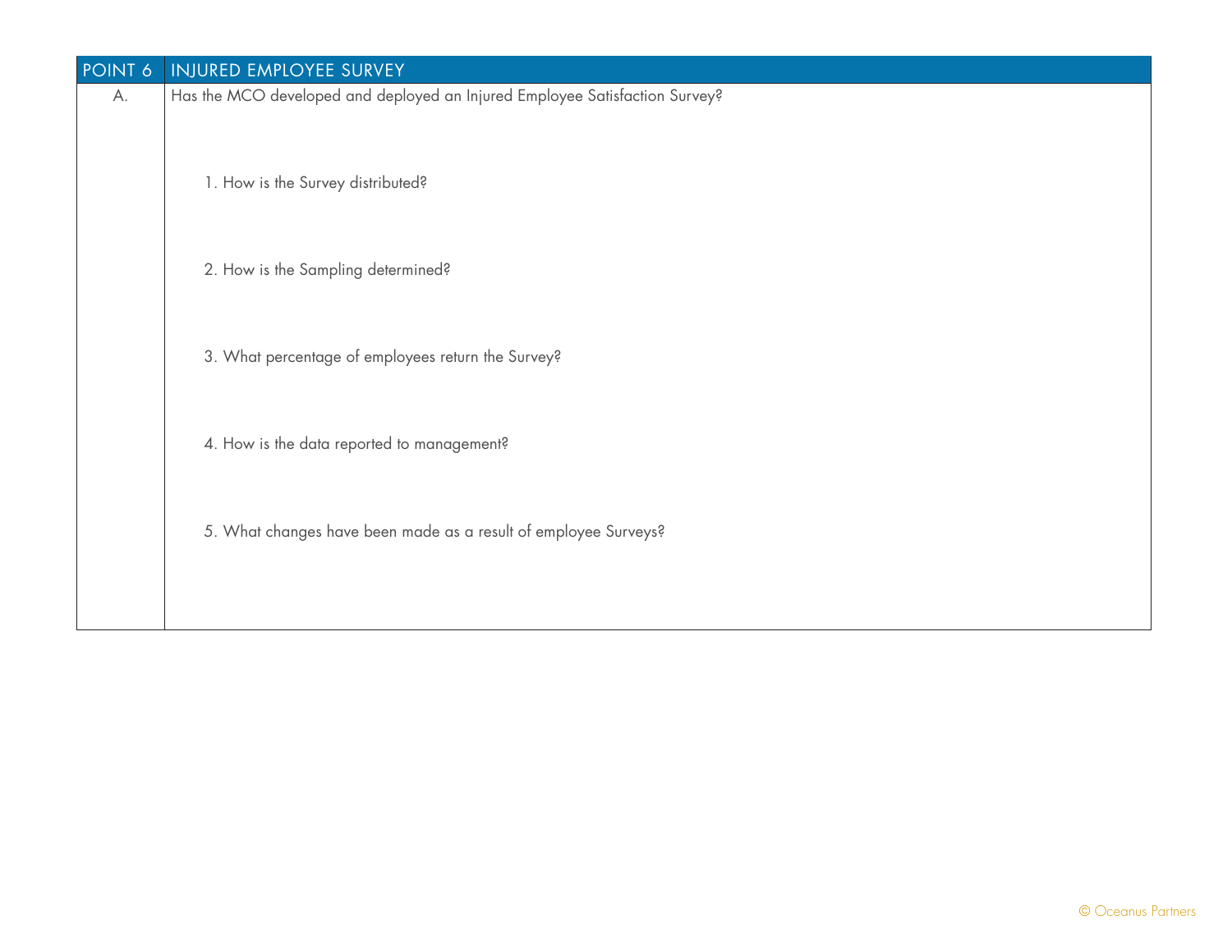| POINT 6 | INJURED EMPLOYEE SURVEY |
|---|---|
| A. | Has the MCO developed and deployed an Injured Employee Satisfaction Survey?<br><br>1. How is the Survey distributed?<br><br>2. How is the Sampling determined?<br><br>3. What percentage of employees return the Survey?<br><br>4. How is the data reported to management?<br><br>5. What changes have been made as a result of employee Surveys? |

© Oceanus Partners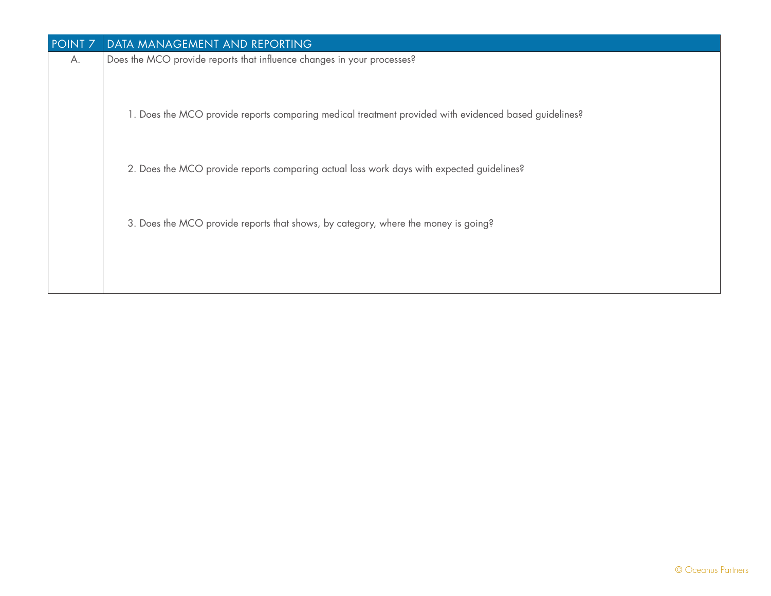| POINT 7 | DATA MANAGEMENT AND REPORTING |
| --- | --- |
| A. | Does the MCO provide reports that influence changes in your processes?<br><br>1. Does the MCO provide reports comparing medical treatment provided with evidenced based guidelines?<br><br>2. Does the MCO provide reports comparing actual loss work days with expected guidelines?<br><br>3. Does the MCO provide reports that shows, by category, where the money is going? |

© Oceanus Partners